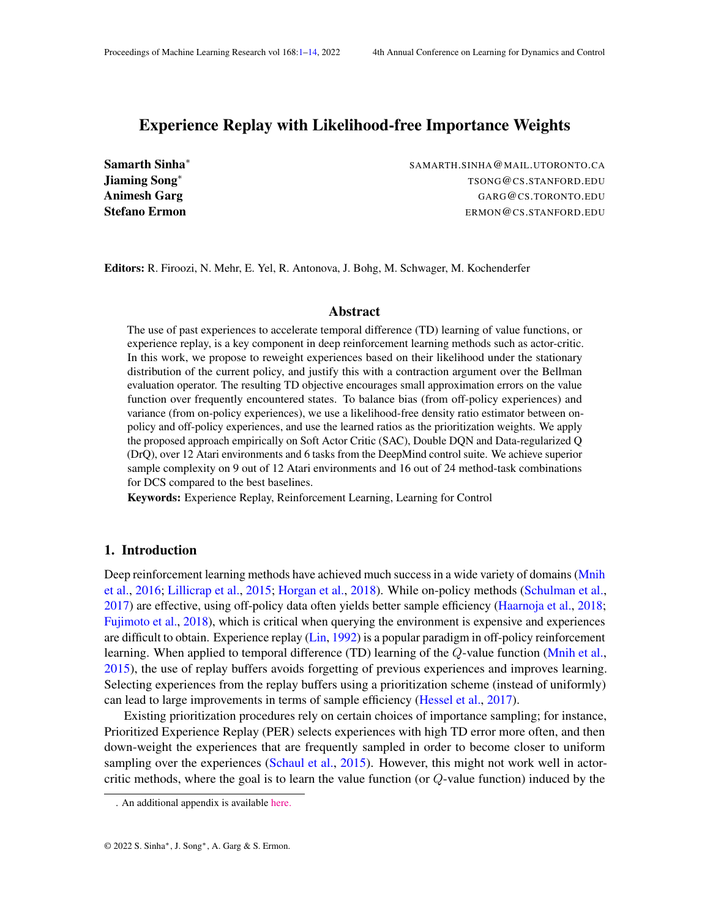# Experience Replay with Likelihood-free Importance Weights

**Samarth Sinha*** SAMARTH.SINHA@MAIL.UTORONTO.CA
**Jiaming Song*** TSONG@CS.STANFORD.EDU
**Animesh Garg** GARG@CS.TORONTO.EDU
**Stefano Ermon** ERMON@CS.STANFORD.EDU

**Editors:** R. Firoozi, N. Mehr, E. Yel, R. Antonova, J. Bohg, M. Schwager, M. Kochenderfer

## Abstract

The use of past experiences to accelerate temporal difference (TD) learning of value functions, or experience replay, is a key component in deep reinforcement learning methods such as actor-critic. In this work, we propose to reweight experiences based on their likelihood under the stationary distribution of the current policy, and justify this with a contraction argument over the Bellman evaluation operator. The resulting TD objective encourages small approximation errors on the value function over frequently encountered states. To balance bias (from off-policy experiences) and variance (from on-policy experiences), we use a likelihood-free density ratio estimator between on-policy and off-policy experiences, and use the learned ratios as the prioritization weights. We apply the proposed approach empirically on Soft Actor Critic (SAC), Double DQN and Data-regularized Q (DrQ), over 12 Atari environments and 6 tasks from the DeepMind control suite. We achieve superior sample complexity on 9 out of 12 Atari environments and 16 out of 24 method-task combinations for DCS compared to the best baselines.

**Keywords:** Experience Replay, Reinforcement Learning, Learning for Control

## 1. Introduction

Deep reinforcement learning methods have achieved much success in a wide variety of domains (Mnih et al., 2016; Lillicrap et al., 2015; Horgan et al., 2018). While on-policy methods (Schulman et al., 2017) are effective, using off-policy data often yields better sample efficiency (Haarnoja et al., 2018; Fujimoto et al., 2018), which is critical when querying the environment is expensive and experiences are difficult to obtain. Experience replay (Lin, 1992) is a popular paradigm in off-policy reinforcement learning. When applied to temporal difference (TD) learning of the $Q$-value function (Mnih et al., 2015), the use of replay buffers avoids forgetting of previous experiences and improves learning. Selecting experiences from the replay buffers using a prioritization scheme (instead of uniformly) can lead to large improvements in terms of sample efficiency (Hessel et al., 2017).

Existing prioritization procedures rely on certain choices of importance sampling; for instance, Prioritized Experience Replay (PER) selects experiences with high TD error more often, and then down-weight the experiences that are frequently sampled in order to become closer to uniform sampling over the experiences (Schaul et al., 2015). However, this might not work well in actor-critic methods, where the goal is to learn the value function (or $Q$-value function) induced by the

. An additional appendix is available here.

© 2022 S. Sinha*, J. Song*, A. Garg & S. Ermon.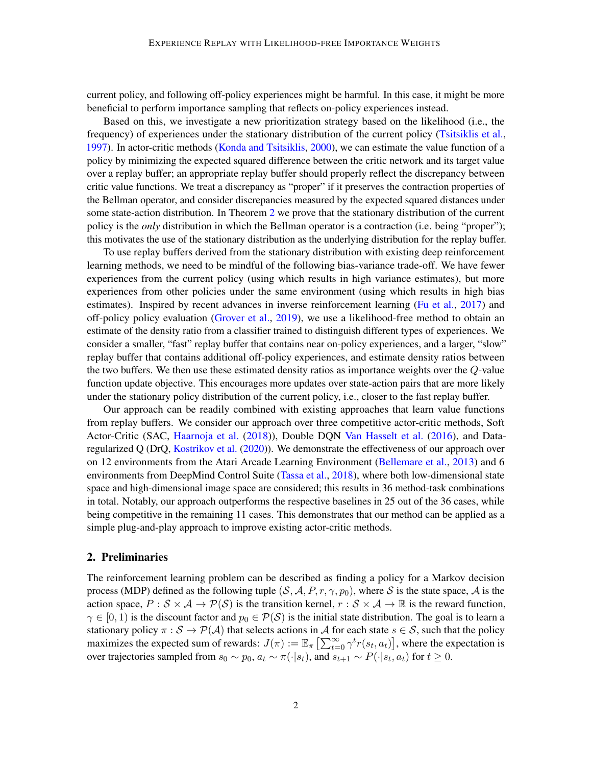current policy, and following off-policy experiences might be harmful. In this case, it might be more beneficial to perform importance sampling that reflects on-policy experiences instead.

Based on this, we investigate a new prioritization strategy based on the likelihood (i.e., the frequency) of experiences under the stationary distribution of the current policy (Tsitsiklis et al., 1997). In actor-critic methods (Konda and Tsitsiklis, 2000), we can estimate the value function of a policy by minimizing the expected squared difference between the critic network and its target value over a replay buffer; an appropriate replay buffer should properly reflect the discrepancy between critic value functions. We treat a discrepancy as "proper" if it preserves the contraction properties of the Bellman operator, and consider discrepancies measured by the expected squared distances under some state-action distribution. In Theorem 2 we prove that the stationary distribution of the current policy is the *only* distribution in which the Bellman operator is a contraction (i.e. being "proper"); this motivates the use of the stationary distribution as the underlying distribution for the replay buffer.

To use replay buffers derived from the stationary distribution with existing deep reinforcement learning methods, we need to be mindful of the following bias-variance trade-off. We have fewer experiences from the current policy (using which results in high variance estimates), but more experiences from other policies under the same environment (using which results in high bias estimates). Inspired by recent advances in inverse reinforcement learning (Fu et al., 2017) and off-policy policy evaluation (Grover et al., 2019), we use a likelihood-free method to obtain an estimate of the density ratio from a classifier trained to distinguish different types of experiences. We consider a smaller, "fast" replay buffer that contains near on-policy experiences, and a larger, "slow" replay buffer that contains additional off-policy experiences, and estimate density ratios between the two buffers. We then use these estimated density ratios as importance weights over the $Q$-value function update objective. This encourages more updates over state-action pairs that are more likely under the stationary policy distribution of the current policy, i.e., closer to the fast replay buffer.

Our approach can be readily combined with existing approaches that learn value functions from replay buffers. We consider our approach over three competitive actor-critic methods, Soft Actor-Critic (SAC, Haarnoja et al. (2018)), Double DQN Van Hasselt et al. (2016), and Data-regularized Q (DrQ, Kostrikov et al. (2020)). We demonstrate the effectiveness of our approach over on 12 environments from the Atari Arcade Learning Environment (Bellemare et al., 2013) and 6 environments from DeepMind Control Suite (Tassa et al., 2018), where both low-dimensional state space and high-dimensional image space are considered; this results in 36 method-task combinations in total. Notably, our approach outperforms the respective baselines in 25 out of the 36 cases, while being competitive in the remaining 11 cases. This demonstrates that our method can be applied as a simple plug-and-play approach to improve existing actor-critic methods.

## 2. Preliminaries

The reinforcement learning problem can be described as finding a policy for a Markov decision process (MDP) defined as the following tuple $(\mathcal{S}, \mathcal{A}, P, r, \gamma, p_0)$, where $\mathcal{S}$ is the state space, $\mathcal{A}$ is the action space, $P : \mathcal{S} \times \mathcal{A} \to \mathcal{P}(\mathcal{S})$ is the transition kernel, $r : \mathcal{S} \times \mathcal{A} \to \mathbb{R}$ is the reward function, $\gamma \in [0, 1)$ is the discount factor and $p_0 \in \mathcal{P}(\mathcal{S})$ is the initial state distribution. The goal is to learn a stationary policy $\pi : \mathcal{S} \to \mathcal{P}(\mathcal{A})$ that selects actions in $\mathcal{A}$ for each state $s \in \mathcal{S}$, such that the policy maximizes the expected sum of rewards: $J(\pi) := \mathbb{E}_\pi \left[\sum_{t=0}^{\infty} \gamma^t r(s_t, a_t)\right]$, where the expectation is over trajectories sampled from $s_0 \sim p_0$, $a_t \sim \pi(\cdot|s_t)$, and $s_{t+1} \sim P(\cdot|s_t, a_t)$ for $t \geq 0$.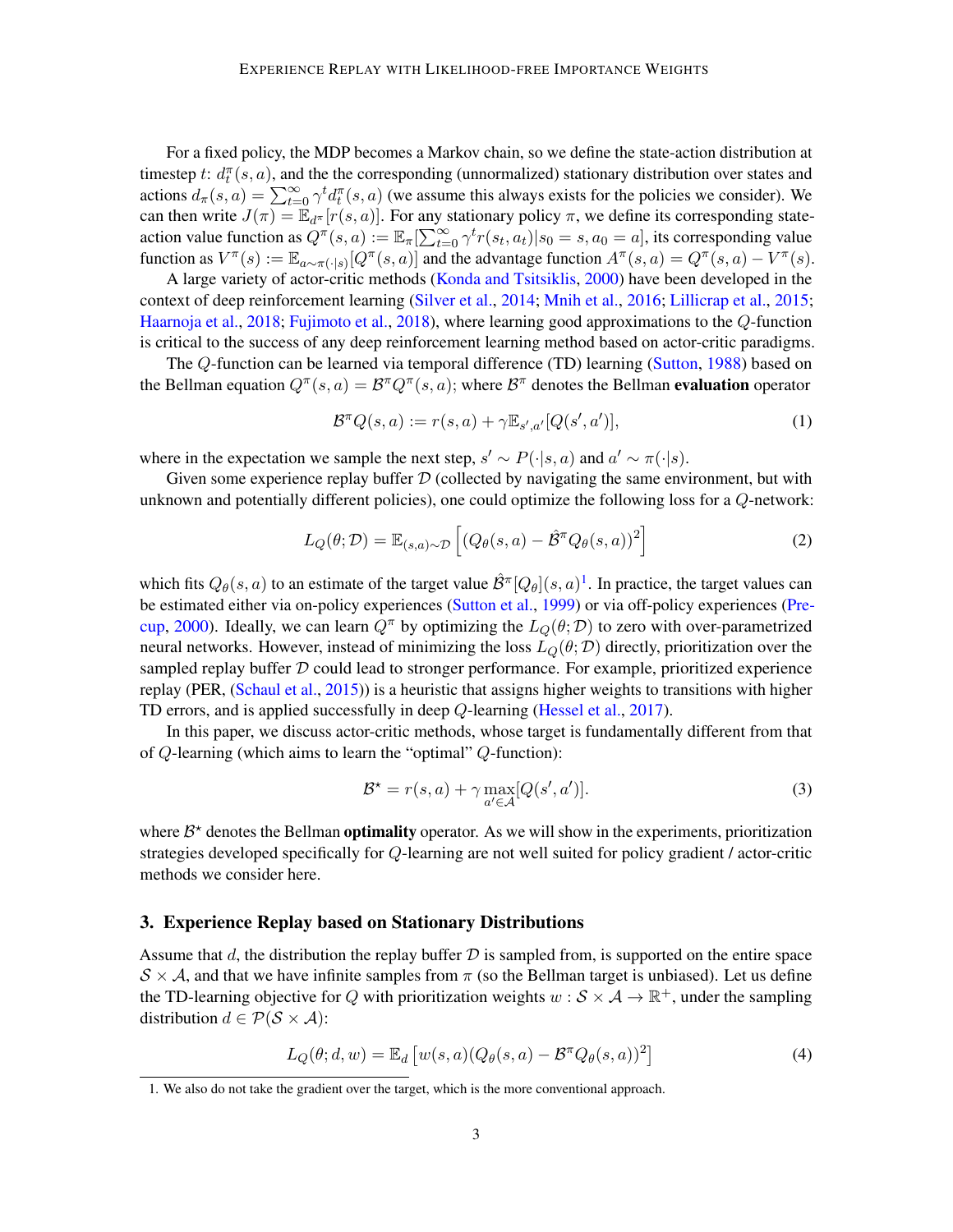For a fixed policy, the MDP becomes a Markov chain, so we define the state-action distribution at timestep $t$: $d_t^\pi(s,a)$, and the the corresponding (unnormalized) stationary distribution over states and actions $d_\pi(s,a) = \sum_{t=0}^{\infty} \gamma^t d_t^\pi(s,a)$ (we assume this always exists for the policies we consider). We can then write $J(\pi) = \mathbb{E}_{d^\pi}[r(s,a)]$. For any stationary policy $\pi$, we define its corresponding state-action value function as $Q^\pi(s,a) := \mathbb{E}_\pi[\sum_{t=0}^{\infty} \gamma^t r(s_t,a_t)|s_0 = s, a_0 = a]$, its corresponding value function as $V^\pi(s) := \mathbb{E}_{a\sim\pi(\cdot|s)}[Q^\pi(s,a)]$ and the advantage function $A^\pi(s,a) = Q^\pi(s,a) - V^\pi(s)$.

A large variety of actor-critic methods (Konda and Tsitsiklis, 2000) have been developed in the context of deep reinforcement learning (Silver et al., 2014; Mnih et al., 2016; Lillicrap et al., 2015; Haarnoja et al., 2018; Fujimoto et al., 2018), where learning good approximations to the $Q$-function is critical to the success of any deep reinforcement learning method based on actor-critic paradigms.

The $Q$-function can be learned via temporal difference (TD) learning (Sutton, 1988) based on the Bellman equation $Q^\pi(s,a) = \mathcal{B}^\pi Q^\pi(s,a)$; where $\mathcal{B}^\pi$ denotes the Bellman **evaluation** operator

$$\mathcal{B}^\pi Q(s,a) := r(s,a) + \gamma \mathbb{E}_{s',a'}[Q(s',a')], \tag{1}$$

where in the expectation we sample the next step, $s' \sim P(\cdot|s,a)$ and $a' \sim \pi(\cdot|s)$.

Given some experience replay buffer $\mathcal{D}$ (collected by navigating the same environment, but with unknown and potentially different policies), one could optimize the following loss for a $Q$-network:

$$L_Q(\theta;\mathcal{D}) = \mathbb{E}_{(s,a)\sim\mathcal{D}}\left[(Q_\theta(s,a) - \hat{\mathcal{B}}^\pi Q_\theta(s,a))^2\right] \tag{2}$$

which fits $Q_\theta(s,a)$ to an estimate of the target value $\hat{\mathcal{B}}^\pi[Q_\theta](s,a)$[1]. In practice, the target values can be estimated either via on-policy experiences (Sutton et al., 1999) or via off-policy experiences (Precup, 2000). Ideally, we can learn $Q^\pi$ by optimizing the $L_Q(\theta;\mathcal{D})$ to zero with over-parametrized neural networks. However, instead of minimizing the loss $L_Q(\theta;\mathcal{D})$ directly, prioritization over the sampled replay buffer $\mathcal{D}$ could lead to stronger performance. For example, prioritized experience replay (PER, (Schaul et al., 2015)) is a heuristic that assigns higher weights to transitions with higher TD errors, and is applied successfully in deep $Q$-learning (Hessel et al., 2017).

In this paper, we discuss actor-critic methods, whose target is fundamentally different from that of $Q$-learning (which aims to learn the "optimal" $Q$-function):

$$\mathcal{B}^\star = r(s,a) + \gamma \max_{a'\in\mathcal{A}}[Q(s',a')]. \tag{3}$$

where $\mathcal{B}^\star$ denotes the Bellman **optimality** operator. As we will show in the experiments, prioritization strategies developed specifically for $Q$-learning are not well suited for policy gradient / actor-critic methods we consider here.

## 3. Experience Replay based on Stationary Distributions

Assume that $d$, the distribution the replay buffer $\mathcal{D}$ is sampled from, is supported on the entire space $\mathcal{S}\times\mathcal{A}$, and that we have infinite samples from $\pi$ (so the Bellman target is unbiased). Let us define the TD-learning objective for $Q$ with prioritization weights $w : \mathcal{S}\times\mathcal{A} \to \mathbb{R}^+$, under the sampling distribution $d \in \mathcal{P}(\mathcal{S}\times\mathcal{A})$:

$$L_Q(\theta;d,w) = \mathbb{E}_d\left[w(s,a)(Q_\theta(s,a) - \mathcal{B}^\pi Q_\theta(s,a))^2\right] \tag{4}$$

1. We also do not take the gradient over the target, which is the more conventional approach.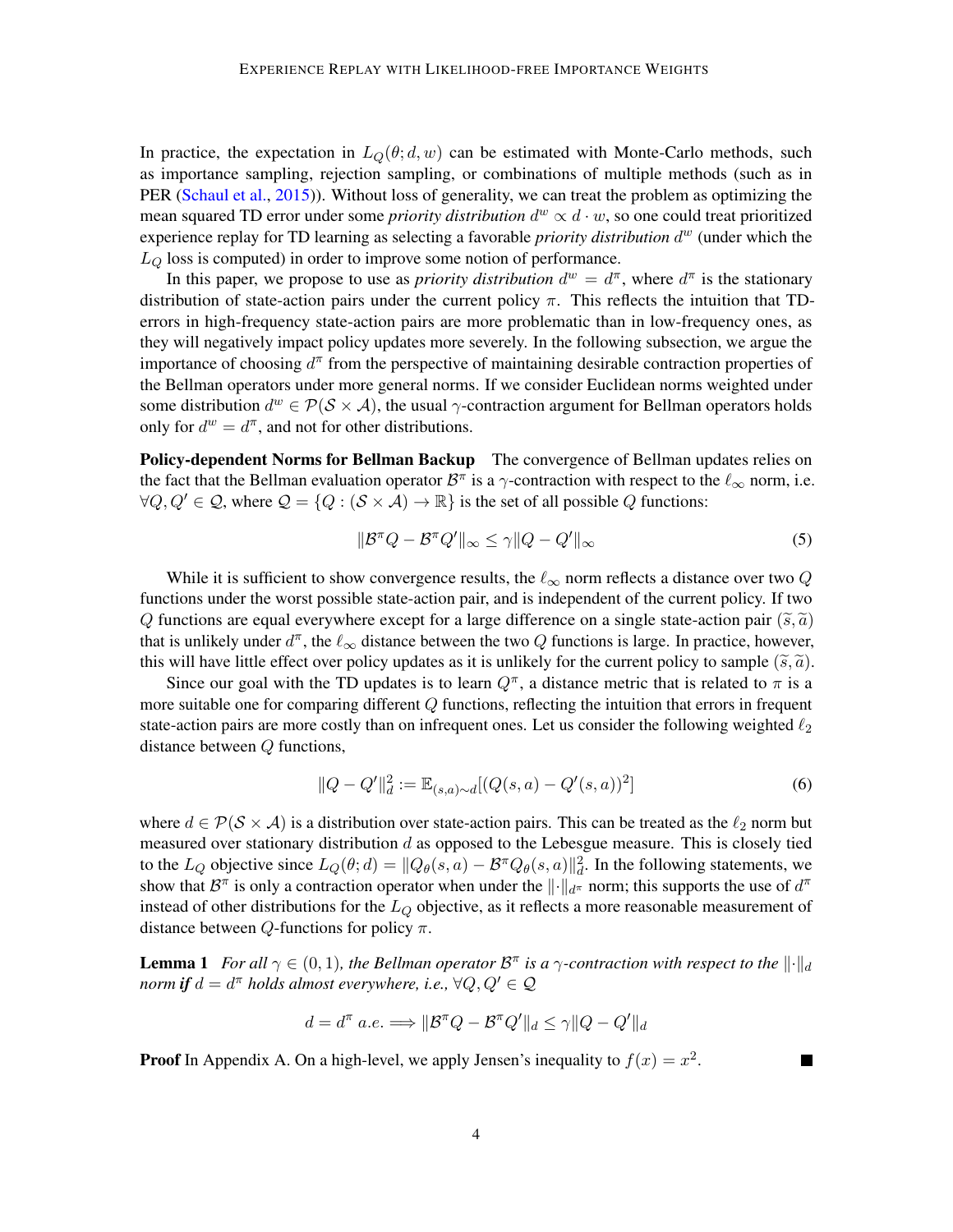In practice, the expectation in $L_Q(\theta; d, w)$ can be estimated with Monte-Carlo methods, such as importance sampling, rejection sampling, or combinations of multiple methods (such as in PER (Schaul et al., 2015)). Without loss of generality, we can treat the problem as optimizing the mean squared TD error under some *priority distribution* $d^w \propto d \cdot w$, so one could treat prioritized experience replay for TD learning as selecting a favorable *priority distribution* $d^w$ (under which the $L_Q$ loss is computed) in order to improve some notion of performance.

In this paper, we propose to use as *priority distribution* $d^w = d^\pi$, where $d^\pi$ is the stationary distribution of state-action pairs under the current policy $\pi$. This reflects the intuition that TD-errors in high-frequency state-action pairs are more problematic than in low-frequency ones, as they will negatively impact policy updates more severely. In the following subsection, we argue the importance of choosing $d^\pi$ from the perspective of maintaining desirable contraction properties of the Bellman operators under more general norms. If we consider Euclidean norms weighted under some distribution $d^w \in \mathcal{P}(\mathcal{S} \times \mathcal{A})$, the usual $\gamma$-contraction argument for Bellman operators holds only for $d^w = d^\pi$, and not for other distributions.

**Policy-dependent Norms for Bellman Backup** The convergence of Bellman updates relies on the fact that the Bellman evaluation operator $\mathcal{B}^\pi$ is a $\gamma$-contraction with respect to the $\ell_\infty$ norm, i.e. $\forall Q, Q' \in \mathcal{Q}$, where $\mathcal{Q} = \{Q : (\mathcal{S} \times \mathcal{A}) \to \mathbb{R}\}$ is the set of all possible $Q$ functions:

$$\|\mathcal{B}^\pi Q - \mathcal{B}^\pi Q'\|_\infty \leq \gamma \|Q - Q'\|_\infty \tag{5}$$

While it is sufficient to show convergence results, the $\ell_\infty$ norm reflects a distance over two $Q$ functions under the worst possible state-action pair, and is independent of the current policy. If two $Q$ functions are equal everywhere except for a large difference on a single state-action pair $(\widetilde{s}, \widetilde{a})$ that is unlikely under $d^\pi$, the $\ell_\infty$ distance between the two $Q$ functions is large. In practice, however, this will have little effect over policy updates as it is unlikely for the current policy to sample $(\widetilde{s}, \widetilde{a})$.

Since our goal with the TD updates is to learn $Q^\pi$, a distance metric that is related to $\pi$ is a more suitable one for comparing different $Q$ functions, reflecting the intuition that errors in frequent state-action pairs are more costly than on infrequent ones. Let us consider the following weighted $\ell_2$ distance between $Q$ functions,

$$\|Q - Q'\|_d^2 := \mathbb{E}_{(s,a)\sim d}[(Q(s,a) - Q'(s,a))^2] \tag{6}$$

where $d \in \mathcal{P}(\mathcal{S} \times \mathcal{A})$ is a distribution over state-action pairs. This can be treated as the $\ell_2$ norm but measured over stationary distribution $d$ as opposed to the Lebesgue measure. This is closely tied to the $L_Q$ objective since $L_Q(\theta; d) = \|Q_\theta(s,a) - \mathcal{B}^\pi Q_\theta(s,a)\|_d^2$. In the following statements, we show that $\mathcal{B}^\pi$ is only a contraction operator when under the $\|\cdot\|_{d^\pi}$ norm; this supports the use of $d^\pi$ instead of other distributions for the $L_Q$ objective, as it reflects a more reasonable measurement of distance between $Q$-functions for policy $\pi$.

**Lemma 1** *For all $\gamma \in (0, 1)$, the Bellman operator $\mathcal{B}^\pi$ is a $\gamma$-contraction with respect to the $\|\cdot\|_d$ norm* ***if*** *$d = d^\pi$ holds almost everywhere, i.e., $\forall Q, Q' \in \mathcal{Q}$*

$$d = d^\pi \ a.e. \implies \|\mathcal{B}^\pi Q - \mathcal{B}^\pi Q'\|_d \leq \gamma \|Q - Q'\|_d$$

**Proof** In Appendix A. On a high-level, we apply Jensen's inequality to $f(x) = x^2$. ■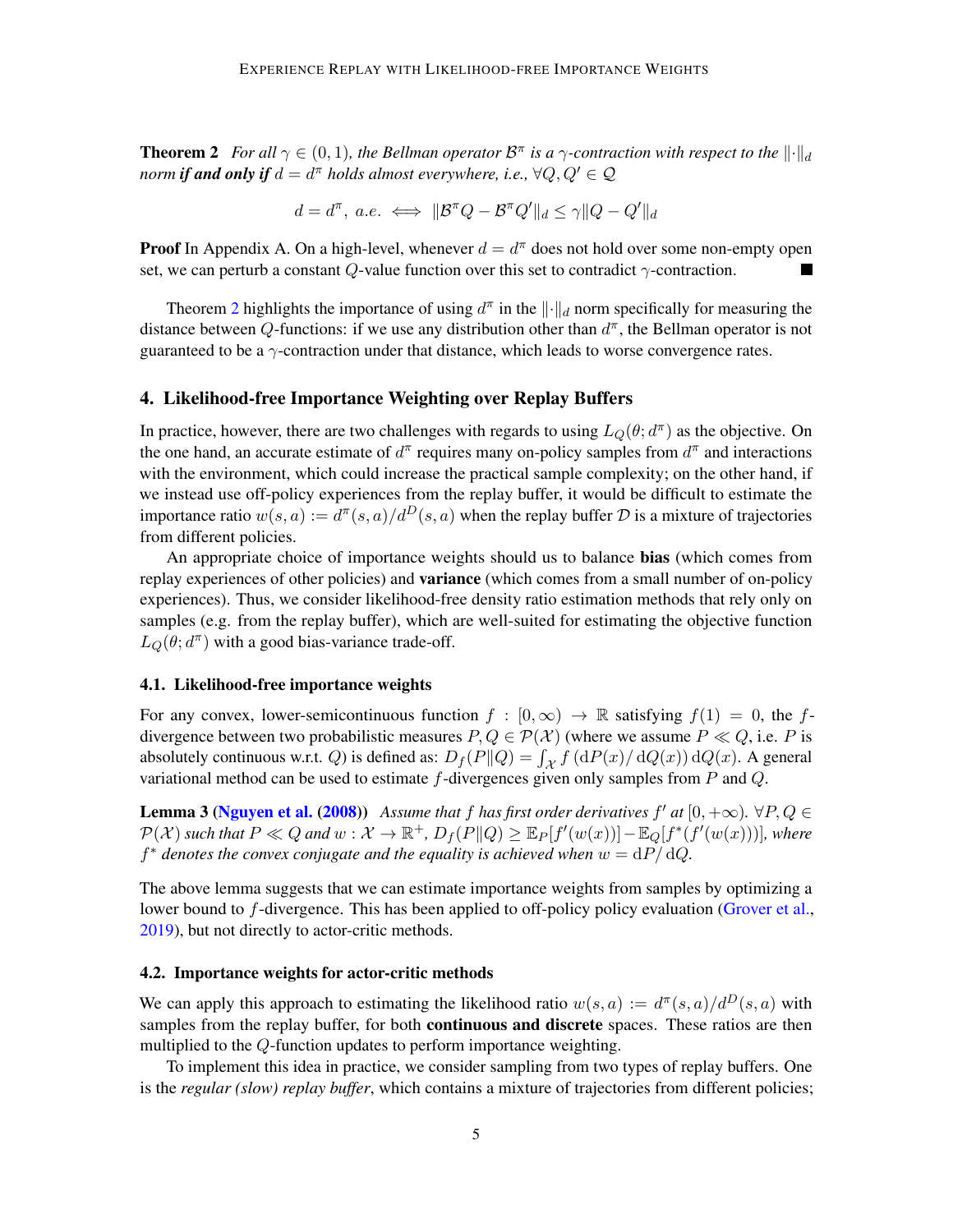**Theorem 2** *For all $\gamma \in (0, 1)$, the Bellman operator $\mathcal{B}^\pi$ is a $\gamma$-contraction with respect to the $\|\cdot\|_d$ norm **if and only if** $d = d^\pi$ holds almost everywhere, i.e., $\forall Q, Q' \in \mathcal{Q}$*

$$d = d^\pi, \ a.e. \iff \|\mathcal{B}^\pi Q - \mathcal{B}^\pi Q'\|_d \leq \gamma \|Q - Q'\|_d$$

**Proof** In Appendix A. On a high-level, whenever $d = d^\pi$ does not hold over some non-empty open set, we can perturb a constant $Q$-value function over this set to contradict $\gamma$-contraction. ∎

Theorem 2 highlights the importance of using $d^\pi$ in the $\|\cdot\|_d$ norm specifically for measuring the distance between $Q$-functions: if we use any distribution other than $d^\pi$, the Bellman operator is not guaranteed to be a $\gamma$-contraction under that distance, which leads to worse convergence rates.

## 4. Likelihood-free Importance Weighting over Replay Buffers

In practice, however, there are two challenges with regards to using $L_Q(\theta; d^\pi)$ as the objective. On the one hand, an accurate estimate of $d^\pi$ requires many on-policy samples from $d^\pi$ and interactions with the environment, which could increase the practical sample complexity; on the other hand, if we instead use off-policy experiences from the replay buffer, it would be difficult to estimate the importance ratio $w(s, a) := d^\pi(s, a)/d^D(s, a)$ when the replay buffer $\mathcal{D}$ is a mixture of trajectories from different policies.

An appropriate choice of importance weights should us to balance **bias** (which comes from replay experiences of other policies) and **variance** (which comes from a small number of on-policy experiences). Thus, we consider likelihood-free density ratio estimation methods that rely only on samples (e.g. from the replay buffer), which are well-suited for estimating the objective function $L_Q(\theta; d^\pi)$ with a good bias-variance trade-off.

### 4.1. Likelihood-free importance weights

For any convex, lower-semicontinuous function $f : [0, \infty) \to \mathbb{R}$ satisfying $f(1) = 0$, the $f$-divergence between two probabilistic measures $P, Q \in \mathcal{P}(\mathcal{X})$ (where we assume $P \ll Q$, i.e. $P$ is absolutely continuous w.r.t. $Q$) is defined as: $D_f(P\|Q) = \int_\mathcal{X} f\left(\mathrm{d}P(x)/\mathrm{d}Q(x)\right)\mathrm{d}Q(x)$. A general variational method can be used to estimate $f$-divergences given only samples from $P$ and $Q$.

**Lemma 3 (Nguyen et al. (2008))** *Assume that $f$ has first order derivatives $f'$ at $[0, +\infty)$. $\forall P, Q \in \mathcal{P}(\mathcal{X})$ such that $P \ll Q$ and $w : \mathcal{X} \to \mathbb{R}^+$, $D_f(P\|Q) \geq \mathbb{E}_P[f'(w(x))] - \mathbb{E}_Q[f^*(f'(w(x)))]$, where $f^*$ denotes the convex conjugate and the equality is achieved when $w = \mathrm{d}P/\mathrm{d}Q$.*

The above lemma suggests that we can estimate importance weights from samples by optimizing a lower bound to $f$-divergence. This has been applied to off-policy policy evaluation (Grover et al., 2019), but not directly to actor-critic methods.

### 4.2. Importance weights for actor-critic methods

We can apply this approach to estimating the likelihood ratio $w(s, a) := d^\pi(s, a)/d^D(s, a)$ with samples from the replay buffer, for both **continuous and discrete** spaces. These ratios are then multiplied to the $Q$-function updates to perform importance weighting.

To implement this idea in practice, we consider sampling from two types of replay buffers. One is the *regular (slow) replay buffer*, which contains a mixture of trajectories from different policies;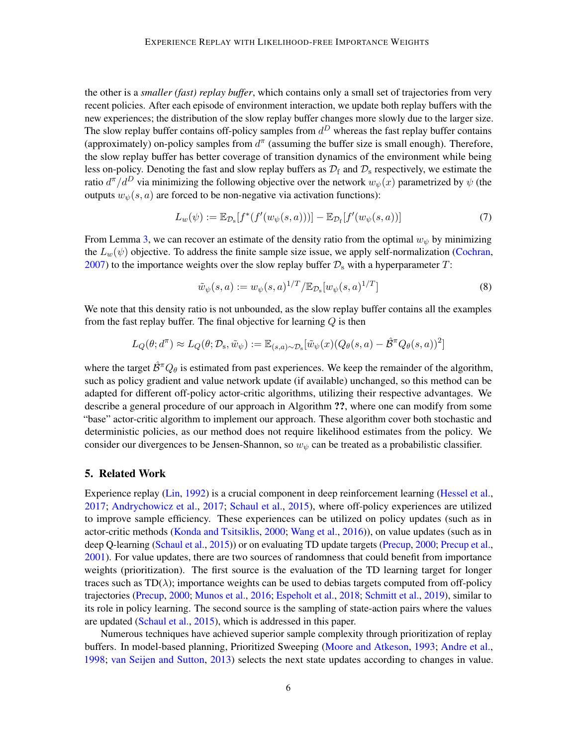the other is a *smaller (fast) replay buffer*, which contains only a small set of trajectories from very recent policies. After each episode of environment interaction, we update both replay buffers with the new experiences; the distribution of the slow replay buffer changes more slowly due to the larger size. The slow replay buffer contains off-policy samples from $d^D$ whereas the fast replay buffer contains (approximately) on-policy samples from $d^\pi$ (assuming the buffer size is small enough). Therefore, the slow replay buffer has better coverage of transition dynamics of the environment while being less on-policy. Denoting the fast and slow replay buffers as $\mathcal{D}_\text{f}$ and $\mathcal{D}_\text{s}$ respectively, we estimate the ratio $d^\pi / d^D$ via minimizing the following objective over the network $w_\psi(x)$ parametrized by $\psi$ (the outputs $w_\psi(s, a)$ are forced to be non-negative via activation functions):

$$
L_w(\psi) := \mathbb{E}_{\mathcal{D}_\text{s}}[f^*(f'(w_\psi(s, a)))] - \mathbb{E}_{\mathcal{D}_\text{f}}[f'(w_\psi(s, a))] \tag{7}
$$

From Lemma 3, we can recover an estimate of the density ratio from the optimal $w_\psi$ by minimizing the $L_w(\psi)$ objective. To address the finite sample size issue, we apply self-normalization (Cochran, 2007) to the importance weights over the slow replay buffer $\mathcal{D}_\text{s}$ with a hyperparameter $T$:

$$
\tilde{w}_\psi(s, a) := w_\psi(s, a)^{1/T} / \mathbb{E}_{\mathcal{D}_\text{s}}[w_\psi(s, a)^{1/T}] \tag{8}
$$

We note that this density ratio is not unbounded, as the slow replay buffer contains all the examples from the fast replay buffer. The final objective for learning $Q$ is then

$$
L_Q(\theta; d^\pi) \approx L_Q(\theta; \mathcal{D}_\text{s}, \tilde{w}_\psi) := \mathbb{E}_{(s,a)\sim\mathcal{D}_\text{s}}[\tilde{w}_\psi(x)(Q_\theta(s, a) - \hat{\mathcal{B}}^\pi Q_\theta(s, a))^2]
$$

where the target $\hat{\mathcal{B}}^\pi Q_\theta$ is estimated from past experiences. We keep the remainder of the algorithm, such as policy gradient and value network update (if available) unchanged, so this method can be adapted for different off-policy actor-critic algorithms, utilizing their respective advantages. We describe a general procedure of our approach in Algorithm **??**, where one can modify from some "base" actor-critic algorithm to implement our approach. These algorithm cover both stochastic and deterministic policies, as our method does not require likelihood estimates from the policy. We consider our divergences to be Jensen-Shannon, so $w_\psi$ can be treated as a probabilistic classifier.

## 5. Related Work

Experience replay (Lin, 1992) is a crucial component in deep reinforcement learning (Hessel et al., 2017; Andrychowicz et al., 2017; Schaul et al., 2015), where off-policy experiences are utilized to improve sample efficiency. These experiences can be utilized on policy updates (such as in actor-critic methods (Konda and Tsitsiklis, 2000; Wang et al., 2016)), on value updates (such as in deep Q-learning (Schaul et al., 2015)) or on evaluating TD update targets (Precup, 2000; Precup et al., 2001). For value updates, there are two sources of randomness that could benefit from importance weights (prioritization). The first source is the evaluation of the TD learning target for longer traces such as TD($\lambda$); importance weights can be used to debias targets computed from off-policy trajectories (Precup, 2000; Munos et al., 2016; Espeholt et al., 2018; Schmitt et al., 2019), similar to its role in policy learning. The second source is the sampling of state-action pairs where the values are updated (Schaul et al., 2015), which is addressed in this paper.

Numerous techniques have achieved superior sample complexity through prioritization of replay buffers. In model-based planning, Prioritized Sweeping (Moore and Atkeson, 1993; Andre et al., 1998; van Seijen and Sutton, 2013) selects the next state updates according to changes in value.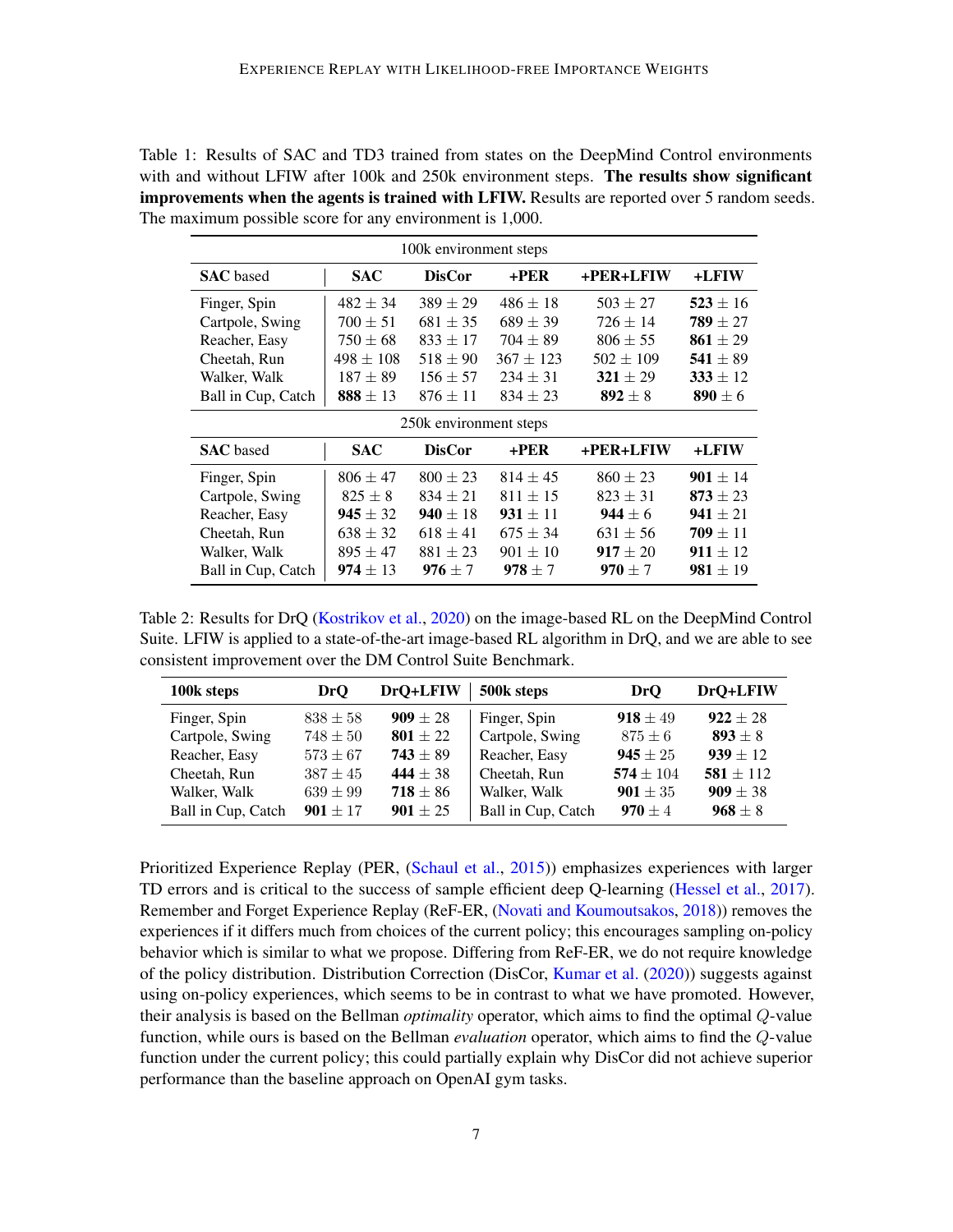Table 1: Results of SAC and TD3 trained from states on the DeepMind Control environments with and without LFIW after 100k and 250k environment steps. **The results show significant improvements when the agents is trained with LFIW.** Results are reported over 5 random seeds. The maximum possible score for any environment is 1,000.

| 100k environment steps | | | | | |
|---|---|---|---|---|---|
| **SAC** based | **SAC** | **DisCor** | **+PER** | **+PER+LFIW** | **+LFIW** |
| Finger, Spin | $482 \pm 34$ | $389 \pm 29$ | $486 \pm 18$ | $503 \pm 27$ | $\mathbf{523} \pm 16$ |
| Cartpole, Swing | $700 \pm 51$ | $681 \pm 35$ | $689 \pm 39$ | $726 \pm 14$ | $\mathbf{789} \pm 27$ |
| Reacher, Easy | $750 \pm 68$ | $833 \pm 17$ | $704 \pm 89$ | $806 \pm 55$ | $\mathbf{861} \pm 29$ |
| Cheetah, Run | $498 \pm 108$ | $518 \pm 90$ | $367 \pm 123$ | $502 \pm 109$ | $\mathbf{541} \pm 89$ |
| Walker, Walk | $187 \pm 89$ | $156 \pm 57$ | $234 \pm 31$ | $\mathbf{321} \pm 29$ | $\mathbf{333} \pm 12$ |
| Ball in Cup, Catch | $\mathbf{888} \pm 13$ | $876 \pm 11$ | $834 \pm 23$ | $\mathbf{892} \pm 8$ | $\mathbf{890} \pm 6$ |
| **250k environment steps** | | | | | |
| **SAC** based | **SAC** | **DisCor** | **+PER** | **+PER+LFIW** | **+LFIW** |
| Finger, Spin | $806 \pm 47$ | $800 \pm 23$ | $814 \pm 45$ | $860 \pm 23$ | $\mathbf{901} \pm 14$ |
| Cartpole, Swing | $825 \pm 8$ | $834 \pm 21$ | $811 \pm 15$ | $823 \pm 31$ | $\mathbf{873} \pm 23$ |
| Reacher, Easy | $\mathbf{945} \pm 32$ | $\mathbf{940} \pm 18$ | $\mathbf{931} \pm 11$ | $\mathbf{944} \pm 6$ | $\mathbf{941} \pm 21$ |
| Cheetah, Run | $638 \pm 32$ | $618 \pm 41$ | $675 \pm 34$ | $631 \pm 56$ | $\mathbf{709} \pm 11$ |
| Walker, Walk | $895 \pm 47$ | $881 \pm 23$ | $901 \pm 10$ | $\mathbf{917} \pm 20$ | $\mathbf{911} \pm 12$ |
| Ball in Cup, Catch | $\mathbf{974} \pm 13$ | $\mathbf{976} \pm 7$ | $\mathbf{978} \pm 7$ | $\mathbf{970} \pm 7$ | $\mathbf{981} \pm 19$ |

Table 2: Results for DrQ (Kostrikov et al., 2020) on the image-based RL on the DeepMind Control Suite. LFIW is applied to a state-of-the-art image-based RL algorithm in DrQ, and we are able to see consistent improvement over the DM Control Suite Benchmark.

| **100k steps** | **DrQ** | **DrQ+LFIW** | **500k steps** | **DrQ** | **DrQ+LFIW** |
|---|---|---|---|---|---|
| Finger, Spin | $838 \pm 58$ | $\mathbf{909} \pm 28$ | Finger, Spin | $\mathbf{918} \pm 49$ | $\mathbf{922} \pm 28$ |
| Cartpole, Swing | $748 \pm 50$ | $\mathbf{801} \pm 22$ | Cartpole, Swing | $875 \pm 6$ | $\mathbf{893} \pm 8$ |
| Reacher, Easy | $573 \pm 67$ | $\mathbf{743} \pm 89$ | Reacher, Easy | $\mathbf{945} \pm 25$ | $\mathbf{939} \pm 12$ |
| Cheetah, Run | $387 \pm 45$ | $\mathbf{444} \pm 38$ | Cheetah, Run | $\mathbf{574} \pm 104$ | $\mathbf{581} \pm 112$ |
| Walker, Walk | $639 \pm 99$ | $\mathbf{718} \pm 86$ | Walker, Walk | $\mathbf{901} \pm 35$ | $\mathbf{909} \pm 38$ |
| Ball in Cup, Catch | $\mathbf{901} \pm 17$ | $\mathbf{901} \pm 25$ | Ball in Cup, Catch | $\mathbf{970} \pm 4$ | $\mathbf{968} \pm 8$ |

Prioritized Experience Replay (PER, (Schaul et al., 2015)) emphasizes experiences with larger TD errors and is critical to the success of sample efficient deep Q-learning (Hessel et al., 2017). Remember and Forget Experience Replay (ReF-ER, (Novati and Koumoutsakos, 2018)) removes the experiences if it differs much from choices of the current policy; this encourages sampling on-policy behavior which is similar to what we propose. Differing from ReF-ER, we do not require knowledge of the policy distribution. Distribution Correction (DisCor, Kumar et al. (2020)) suggests against using on-policy experiences, which seems to be in contrast to what we have promoted. However, their analysis is based on the Bellman *optimality* operator, which aims to find the optimal $Q$-value function, while ours is based on the Bellman *evaluation* operator, which aims to find the $Q$-value function under the current policy; this could partially explain why DisCor did not achieve superior performance than the baseline approach on OpenAI gym tasks.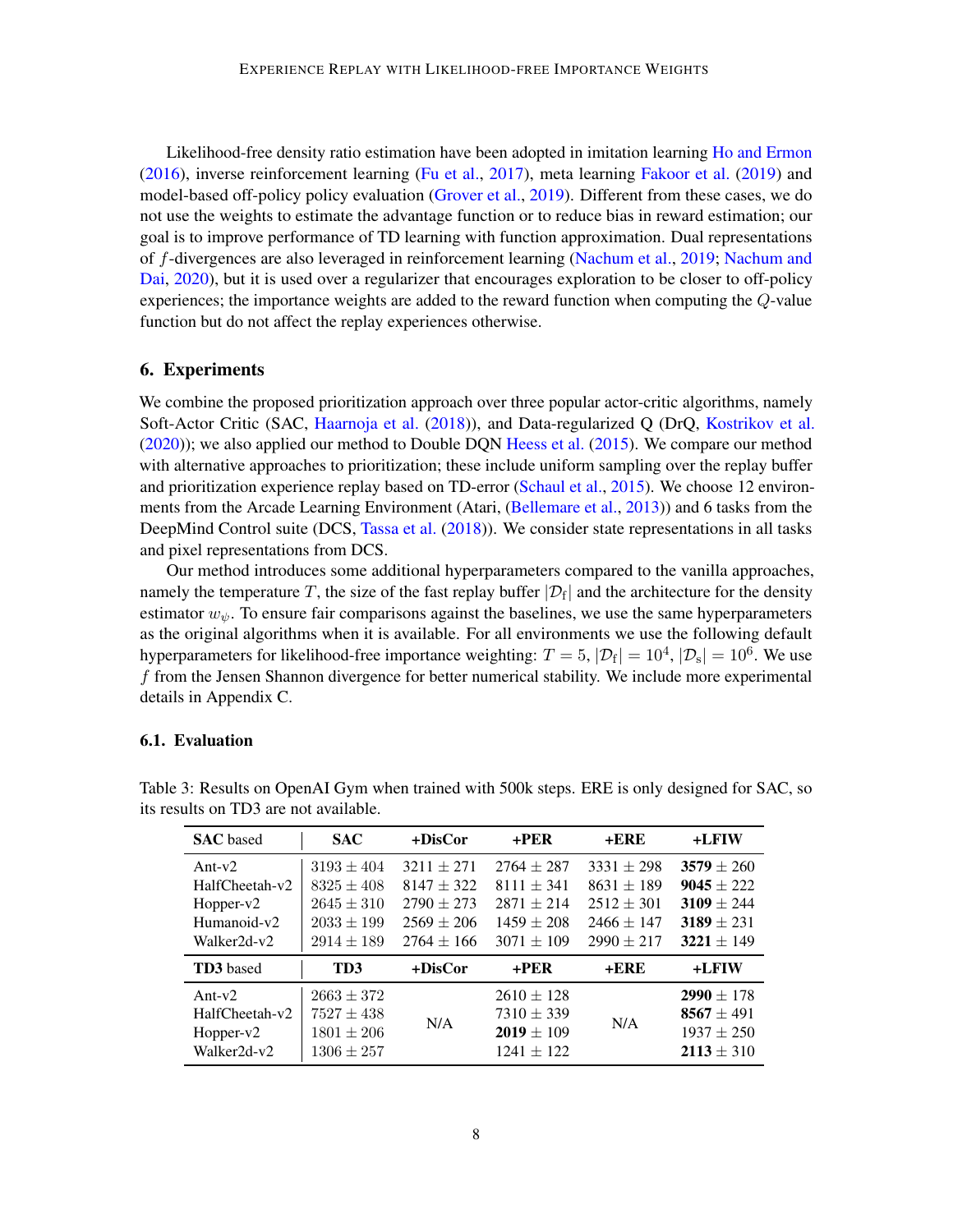Likelihood-free density ratio estimation have been adopted in imitation learning Ho and Ermon (2016), inverse reinforcement learning (Fu et al., 2017), meta learning Fakoor et al. (2019) and model-based off-policy policy evaluation (Grover et al., 2019). Different from these cases, we do not use the weights to estimate the advantage function or to reduce bias in reward estimation; our goal is to improve performance of TD learning with function approximation. Dual representations of $f$-divergences are also leveraged in reinforcement learning (Nachum et al., 2019; Nachum and Dai, 2020), but it is used over a regularizer that encourages exploration to be closer to off-policy experiences; the importance weights are added to the reward function when computing the $Q$-value function but do not affect the replay experiences otherwise.

## 6. Experiments

We combine the proposed prioritization approach over three popular actor-critic algorithms, namely Soft-Actor Critic (SAC, Haarnoja et al. (2018)), and Data-regularized Q (DrQ, Kostrikov et al. (2020)); we also applied our method to Double DQN Heess et al. (2015). We compare our method with alternative approaches to prioritization; these include uniform sampling over the replay buffer and prioritization experience replay based on TD-error (Schaul et al., 2015). We choose 12 environments from the Arcade Learning Environment (Atari, (Bellemare et al., 2013)) and 6 tasks from the DeepMind Control suite (DCS, Tassa et al. (2018)). We consider state representations in all tasks and pixel representations from DCS.

Our method introduces some additional hyperparameters compared to the vanilla approaches, namely the temperature $T$, the size of the fast replay buffer $|\mathcal{D}_\text{f}|$ and the architecture for the density estimator $w_\psi$. To ensure fair comparisons against the baselines, we use the same hyperparameters as the original algorithms when it is available. For all environments we use the following default hyperparameters for likelihood-free importance weighting: $T = 5$, $|\mathcal{D}_\text{f}| = 10^4$, $|\mathcal{D}_\text{s}| = 10^6$. We use $f$ from the Jensen Shannon divergence for better numerical stability. We include more experimental details in Appendix C.

### 6.1. Evaluation

Table 3: Results on OpenAI Gym when trained with 500k steps. ERE is only designed for SAC, so its results on TD3 are not available.

| **SAC** based | **SAC** | **+DisCor** | **+PER** | **+ERE** | **+LFIW** |
|---|---|---|---|---|---|
| Ant-v2 | $3193 \pm 404$ | $3211 \pm 271$ | $2764 \pm 287$ | $3331 \pm 298$ | $\mathbf{3579} \pm 260$ |
| HalfCheetah-v2 | $8325 \pm 408$ | $8147 \pm 322$ | $8111 \pm 341$ | $8631 \pm 189$ | $\mathbf{9045} \pm 222$ |
| Hopper-v2 | $2645 \pm 310$ | $2790 \pm 273$ | $2871 \pm 214$ | $2512 \pm 301$ | $\mathbf{3109} \pm 244$ |
| Humanoid-v2 | $2033 \pm 199$ | $2569 \pm 206$ | $1459 \pm 208$ | $2466 \pm 147$ | $\mathbf{3189} \pm 231$ |
| Walker2d-v2 | $2914 \pm 189$ | $2764 \pm 166$ | $3071 \pm 109$ | $2990 \pm 217$ | $\mathbf{3221} \pm 149$ |
| **TD3** based | **TD3** | **+DisCor** | **+PER** | **+ERE** | **+LFIW** |
| Ant-v2 | $2663 \pm 372$ | N/A | $2610 \pm 128$ | N/A | $\mathbf{2990} \pm 178$ |
| HalfCheetah-v2 | $7527 \pm 438$ | N/A | $7310 \pm 339$ | N/A | $\mathbf{8567} \pm 491$ |
| Hopper-v2 | $1801 \pm 206$ | N/A | $\mathbf{2019} \pm 109$ | N/A | $1937 \pm 250$ |
| Walker2d-v2 | $1306 \pm 257$ | N/A | $1241 \pm 122$ | N/A | $\mathbf{2113} \pm 310$ |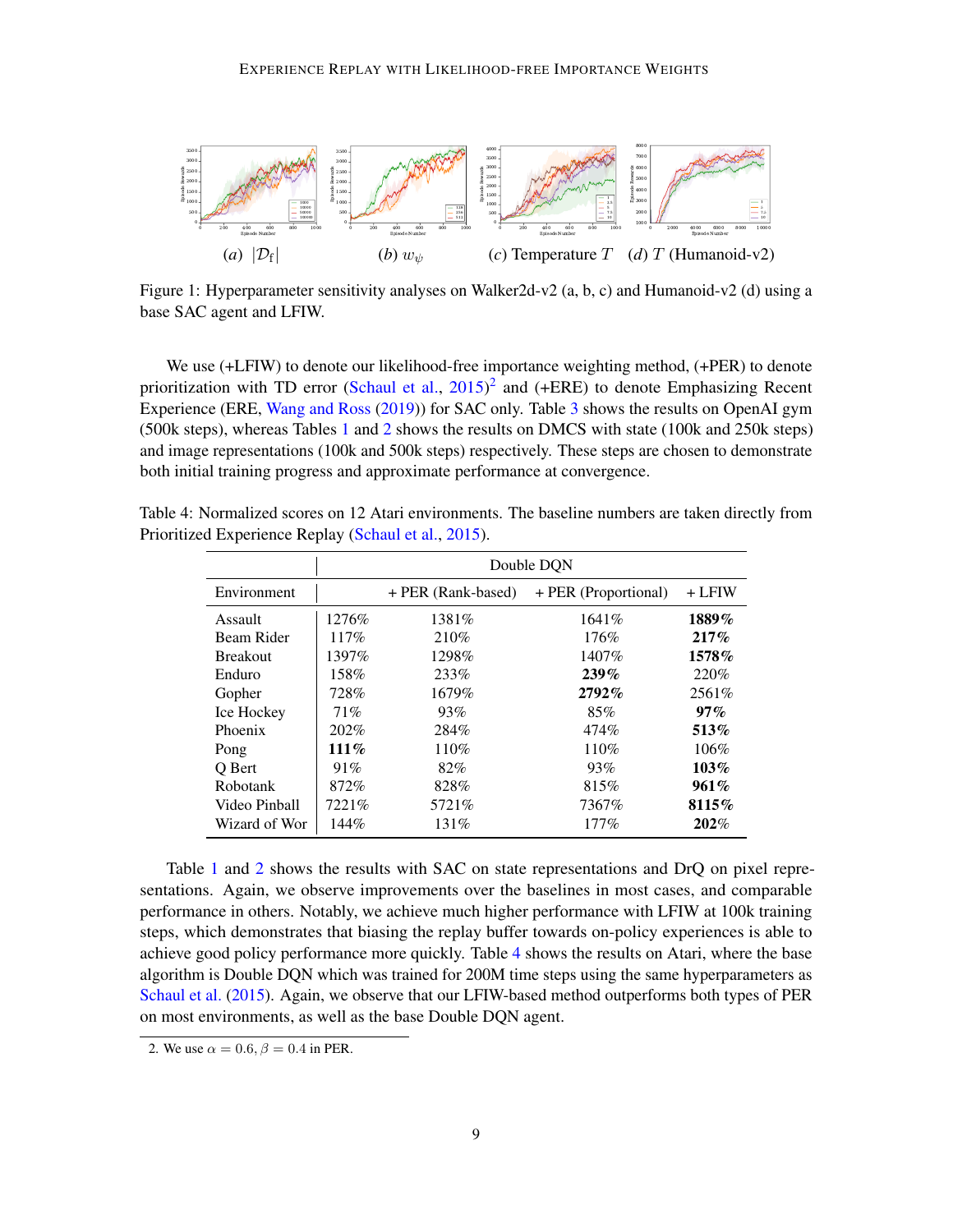(a) $|\mathcal{D}_\text{f}|$ (b) $w_\psi$ (c) Temperature $T$ (d) $T$ (Humanoid-v2)

Figure 1: Hyperparameter sensitivity analyses on Walker2d-v2 (a, b, c) and Humanoid-v2 (d) using a base SAC agent and LFIW.

We use (+LFIW) to denote our likelihood-free importance weighting method, (+PER) to denote prioritization with TD error (Schaul et al., 2015)[2] and (+ERE) to denote Emphasizing Recent Experience (ERE, Wang and Ross (2019)) for SAC only. Table 3 shows the results on OpenAI gym (500k steps), whereas Tables 1 and 2 shows the results on DMCS with state (100k and 250k steps) and image representations (100k and 500k steps) respectively. These steps are chosen to demonstrate both initial training progress and approximate performance at convergence.

Table 4: Normalized scores on 12 Atari environments. The baseline numbers are taken directly from Prioritized Experience Replay (Schaul et al., 2015).

| | Double DQN | | | |
|---|---|---|---|---|
| Environment | | + PER (Rank-based) | + PER (Proportional) | + LFIW |
| Assault | 1276% | 1381% | 1641% | **1889%** |
| Beam Rider | 117% | 210% | 176% | **217%** |
| Breakout | 1397% | 1298% | 1407% | **1578%** |
| Enduro | 158% | 233% | **239%** | 220% |
| Gopher | 728% | 1679% | **2792%** | 2561% |
| Ice Hockey | 71% | 93% | 85% | **97%** |
| Phoenix | 202% | 284% | 474% | **513%** |
| Pong | **111%** | 110% | 110% | 106% |
| Q Bert | 91% | 82% | 93% | **103%** |
| Robotank | 872% | 828% | 815% | **961%** |
| Video Pinball | 7221% | 5721% | 7367% | **8115%** |
| Wizard of Wor | 144% | 131% | 177% | **202%** |

Table 1 and 2 shows the results with SAC on state representations and DrQ on pixel representations. Again, we observe improvements over the baselines in most cases, and comparable performance in others. Notably, we achieve much higher performance with LFIW at 100k training steps, which demonstrates that biasing the replay buffer towards on-policy experiences is able to achieve good policy performance more quickly. Table 4 shows the results on Atari, where the base algorithm is Double DQN which was trained for 200M time steps using the same hyperparameters as Schaul et al. (2015). Again, we observe that our LFIW-based method outperforms both types of PER on most environments, as well as the base Double DQN agent.

2. We use $\alpha = 0.6, \beta = 0.4$ in PER.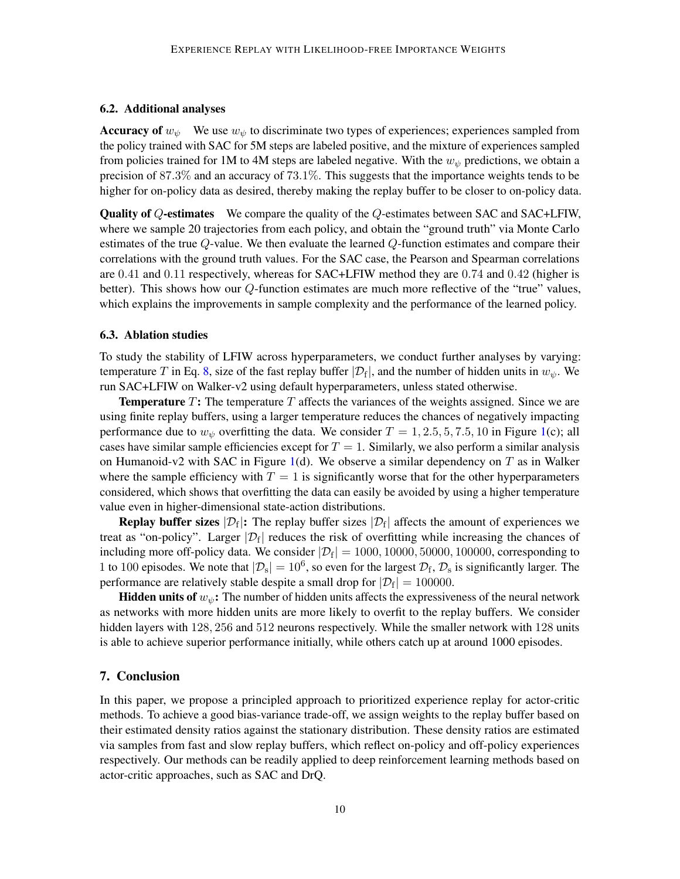### 6.2. Additional analyses

**Accuracy of $w_\psi$** We use $w_\psi$ to discriminate two types of experiences; experiences sampled from the policy trained with SAC for 5M steps are labeled positive, and the mixture of experiences sampled from policies trained for 1M to 4M steps are labeled negative. With the $w_\psi$ predictions, we obtain a precision of $87.3\%$ and an accuracy of $73.1\%$. This suggests that the importance weights tends to be higher for on-policy data as desired, thereby making the replay buffer to be closer to on-policy data.

**Quality of $Q$-estimates** We compare the quality of the $Q$-estimates between SAC and SAC+LFIW, where we sample 20 trajectories from each policy, and obtain the "ground truth" via Monte Carlo estimates of the true $Q$-value. We then evaluate the learned $Q$-function estimates and compare their correlations with the ground truth values. For the SAC case, the Pearson and Spearman correlations are $0.41$ and $0.11$ respectively, whereas for SAC+LFIW method they are $0.74$ and $0.42$ (higher is better). This shows how our $Q$-function estimates are much more reflective of the "true" values, which explains the improvements in sample complexity and the performance of the learned policy.

### 6.3. Ablation studies

To study the stability of LFIW across hyperparameters, we conduct further analyses by varying: temperature $T$ in Eq. 8, size of the fast replay buffer $|\mathcal{D}_\text{f}|$, and the number of hidden units in $w_\psi$. We run SAC+LFIW on Walker-v2 using default hyperparameters, unless stated otherwise.

**Temperature $T$:** The temperature $T$ affects the variances of the weights assigned. Since we are using finite replay buffers, using a larger temperature reduces the chances of negatively impacting performance due to $w_\psi$ overfitting the data. We consider $T = 1, 2.5, 5, 7.5, 10$ in Figure 1(c); all cases have similar sample efficiencies except for $T = 1$. Similarly, we also perform a similar analysis on Humanoid-v2 with SAC in Figure 1(d). We observe a similar dependency on $T$ as in Walker where the sample efficiency with $T = 1$ is significantly worse that for the other hyperparameters considered, which shows that overfitting the data can easily be avoided by using a higher temperature value even in higher-dimensional state-action distributions.

**Replay buffer sizes $|\mathcal{D}_\text{f}|$:** The replay buffer sizes $|\mathcal{D}_\text{f}|$ affects the amount of experiences we treat as "on-policy". Larger $|\mathcal{D}_\text{f}|$ reduces the risk of overfitting while increasing the chances of including more off-policy data. We consider $|\mathcal{D}_\text{f}| = 1000, 10000, 50000, 100000$, corresponding to 1 to 100 episodes. We note that $|\mathcal{D}_\text{s}| = 10^6$, so even for the largest $\mathcal{D}_\text{f}$, $\mathcal{D}_\text{s}$ is significantly larger. The performance are relatively stable despite a small drop for $|\mathcal{D}_\text{f}| = 100000$.

**Hidden units of $w_\psi$:** The number of hidden units affects the expressiveness of the neural network as networks with more hidden units are more likely to overfit to the replay buffers. We consider hidden layers with $128, 256$ and $512$ neurons respectively. While the smaller network with 128 units is able to achieve superior performance initially, while others catch up at around 1000 episodes.

## 7. Conclusion

In this paper, we propose a principled approach to prioritized experience replay for actor-critic methods. To achieve a good bias-variance trade-off, we assign weights to the replay buffer based on their estimated density ratios against the stationary distribution. These density ratios are estimated via samples from fast and slow replay buffers, which reflect on-policy and off-policy experiences respectively. Our methods can be readily applied to deep reinforcement learning methods based on actor-critic approaches, such as SAC and DrQ.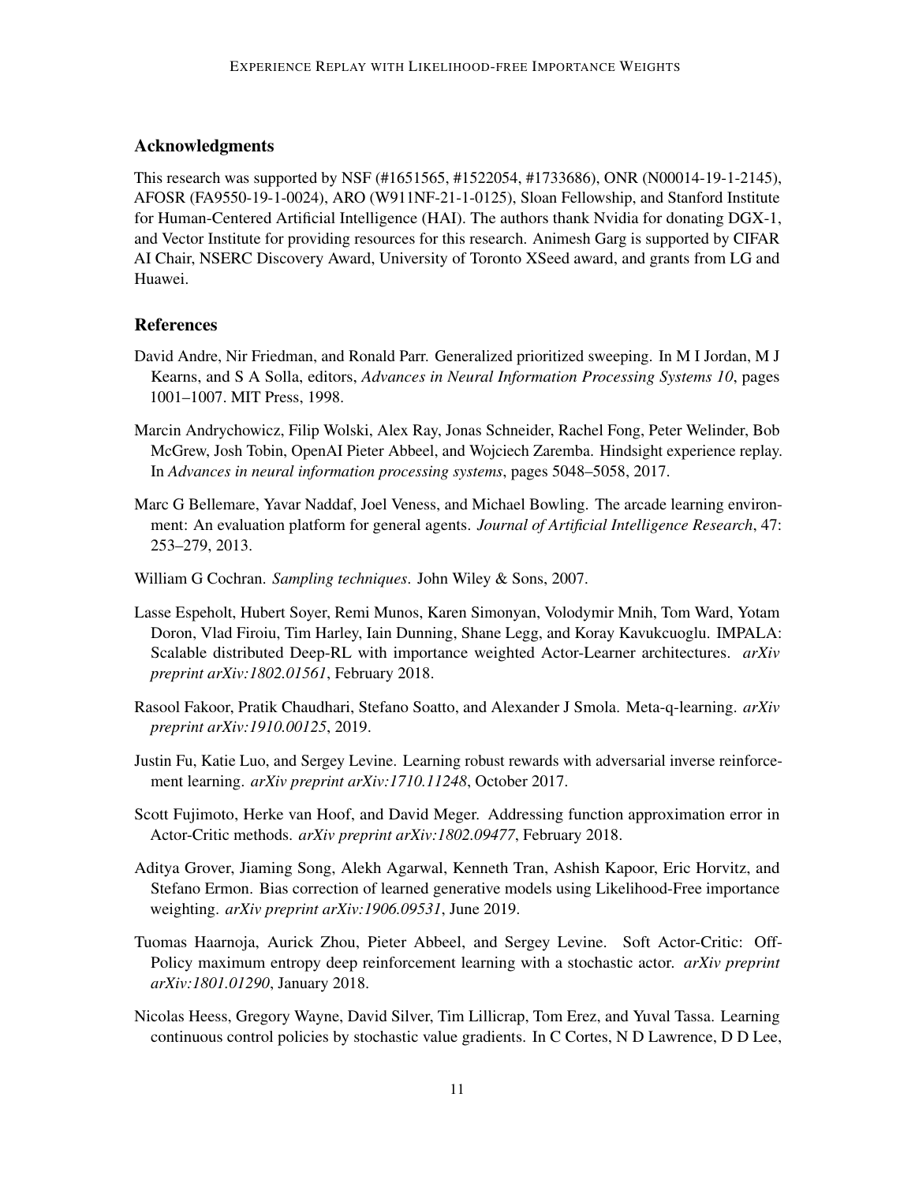## Acknowledgments

This research was supported by NSF (#1651565, #1522054, #1733686), ONR (N00014-19-1-2145), AFOSR (FA9550-19-1-0024), ARO (W911NF-21-1-0125), Sloan Fellowship, and Stanford Institute for Human-Centered Artificial Intelligence (HAI). The authors thank Nvidia for donating DGX-1, and Vector Institute for providing resources for this research. Animesh Garg is supported by CIFAR AI Chair, NSERC Discovery Award, University of Toronto XSeed award, and grants from LG and Huawei.

## References

David Andre, Nir Friedman, and Ronald Parr. Generalized prioritized sweeping. In M I Jordan, M J Kearns, and S A Solla, editors, *Advances in Neural Information Processing Systems 10*, pages 1001–1007. MIT Press, 1998.

Marcin Andrychowicz, Filip Wolski, Alex Ray, Jonas Schneider, Rachel Fong, Peter Welinder, Bob McGrew, Josh Tobin, OpenAI Pieter Abbeel, and Wojciech Zaremba. Hindsight experience replay. In *Advances in neural information processing systems*, pages 5048–5058, 2017.

Marc G Bellemare, Yavar Naddaf, Joel Veness, and Michael Bowling. The arcade learning environment: An evaluation platform for general agents. *Journal of Artificial Intelligence Research*, 47: 253–279, 2013.

William G Cochran. *Sampling techniques*. John Wiley & Sons, 2007.

Lasse Espeholt, Hubert Soyer, Remi Munos, Karen Simonyan, Volodymir Mnih, Tom Ward, Yotam Doron, Vlad Firoiu, Tim Harley, Iain Dunning, Shane Legg, and Koray Kavukcuoglu. IMPALA: Scalable distributed Deep-RL with importance weighted Actor-Learner architectures. *arXiv preprint arXiv:1802.01561*, February 2018.

Rasool Fakoor, Pratik Chaudhari, Stefano Soatto, and Alexander J Smola. Meta-q-learning. *arXiv preprint arXiv:1910.00125*, 2019.

Justin Fu, Katie Luo, and Sergey Levine. Learning robust rewards with adversarial inverse reinforcement learning. *arXiv preprint arXiv:1710.11248*, October 2017.

Scott Fujimoto, Herke van Hoof, and David Meger. Addressing function approximation error in Actor-Critic methods. *arXiv preprint arXiv:1802.09477*, February 2018.

Aditya Grover, Jiaming Song, Alekh Agarwal, Kenneth Tran, Ashish Kapoor, Eric Horvitz, and Stefano Ermon. Bias correction of learned generative models using Likelihood-Free importance weighting. *arXiv preprint arXiv:1906.09531*, June 2019.

Tuomas Haarnoja, Aurick Zhou, Pieter Abbeel, and Sergey Levine. Soft Actor-Critic: Off-Policy maximum entropy deep reinforcement learning with a stochastic actor. *arXiv preprint arXiv:1801.01290*, January 2018.

Nicolas Heess, Gregory Wayne, David Silver, Tim Lillicrap, Tom Erez, and Yuval Tassa. Learning continuous control policies by stochastic value gradients. In C Cortes, N D Lawrence, D D Lee,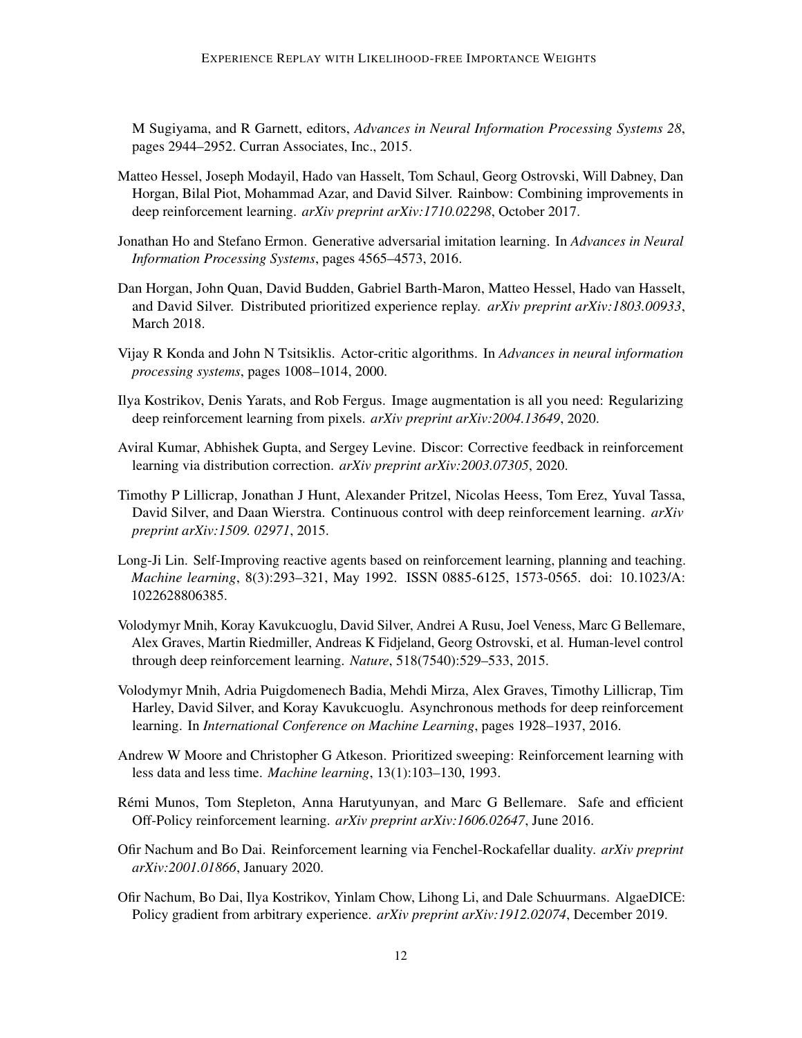M Sugiyama, and R Garnett, editors, *Advances in Neural Information Processing Systems 28*, pages 2944–2952. Curran Associates, Inc., 2015.

Matteo Hessel, Joseph Modayil, Hado van Hasselt, Tom Schaul, Georg Ostrovski, Will Dabney, Dan Horgan, Bilal Piot, Mohammad Azar, and David Silver. Rainbow: Combining improvements in deep reinforcement learning. *arXiv preprint arXiv:1710.02298*, October 2017.

Jonathan Ho and Stefano Ermon. Generative adversarial imitation learning. In *Advances in Neural Information Processing Systems*, pages 4565–4573, 2016.

Dan Horgan, John Quan, David Budden, Gabriel Barth-Maron, Matteo Hessel, Hado van Hasselt, and David Silver. Distributed prioritized experience replay. *arXiv preprint arXiv:1803.00933*, March 2018.

Vijay R Konda and John N Tsitsiklis. Actor-critic algorithms. In *Advances in neural information processing systems*, pages 1008–1014, 2000.

Ilya Kostrikov, Denis Yarats, and Rob Fergus. Image augmentation is all you need: Regularizing deep reinforcement learning from pixels. *arXiv preprint arXiv:2004.13649*, 2020.

Aviral Kumar, Abhishek Gupta, and Sergey Levine. Discor: Corrective feedback in reinforcement learning via distribution correction. *arXiv preprint arXiv:2003.07305*, 2020.

Timothy P Lillicrap, Jonathan J Hunt, Alexander Pritzel, Nicolas Heess, Tom Erez, Yuval Tassa, David Silver, and Daan Wierstra. Continuous control with deep reinforcement learning. *arXiv preprint arXiv:1509. 02971*, 2015.

Long-Ji Lin. Self-Improving reactive agents based on reinforcement learning, planning and teaching. *Machine learning*, 8(3):293–321, May 1992. ISSN 0885-6125, 1573-0565. doi: 10.1023/A:1022628806385.

Volodymyr Mnih, Koray Kavukcuoglu, David Silver, Andrei A Rusu, Joel Veness, Marc G Bellemare, Alex Graves, Martin Riedmiller, Andreas K Fidjeland, Georg Ostrovski, et al. Human-level control through deep reinforcement learning. *Nature*, 518(7540):529–533, 2015.

Volodymyr Mnih, Adria Puigdomenech Badia, Mehdi Mirza, Alex Graves, Timothy Lillicrap, Tim Harley, David Silver, and Koray Kavukcuoglu. Asynchronous methods for deep reinforcement learning. In *International Conference on Machine Learning*, pages 1928–1937, 2016.

Andrew W Moore and Christopher G Atkeson. Prioritized sweeping: Reinforcement learning with less data and less time. *Machine learning*, 13(1):103–130, 1993.

Rémi Munos, Tom Stepleton, Anna Harutyunyan, and Marc G Bellemare. Safe and efficient Off-Policy reinforcement learning. *arXiv preprint arXiv:1606.02647*, June 2016.

Ofir Nachum and Bo Dai. Reinforcement learning via Fenchel-Rockafellar duality. *arXiv preprint arXiv:2001.01866*, January 2020.

Ofir Nachum, Bo Dai, Ilya Kostrikov, Yinlam Chow, Lihong Li, and Dale Schuurmans. AlgaeDICE: Policy gradient from arbitrary experience. *arXiv preprint arXiv:1912.02074*, December 2019.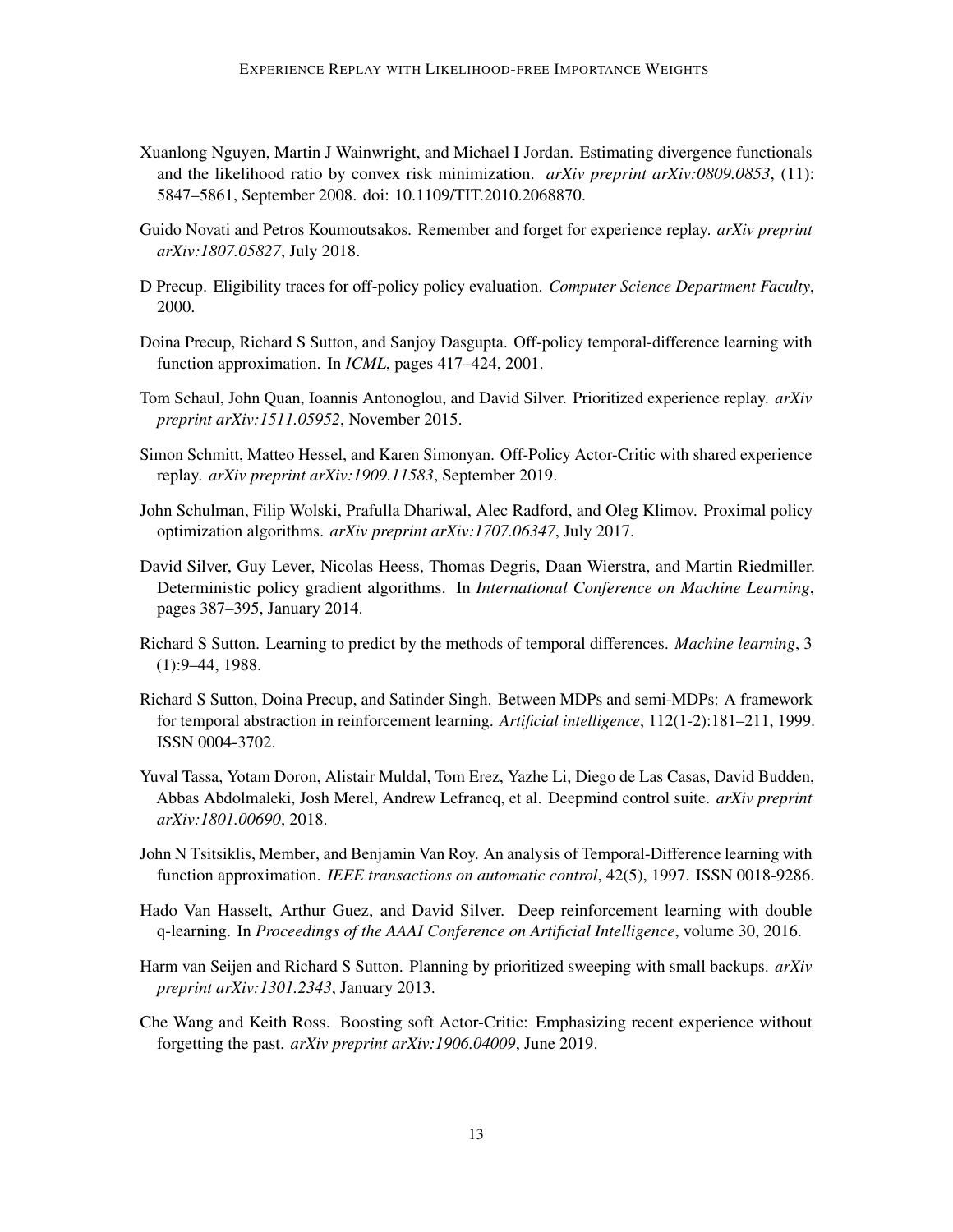Xuanlong Nguyen, Martin J Wainwright, and Michael I Jordan. Estimating divergence functionals and the likelihood ratio by convex risk minimization. *arXiv preprint arXiv:0809.0853*, (11): 5847–5861, September 2008. doi: 10.1109/TIT.2010.2068870.

Guido Novati and Petros Koumoutsakos. Remember and forget for experience replay. *arXiv preprint arXiv:1807.05827*, July 2018.

D Precup. Eligibility traces for off-policy policy evaluation. *Computer Science Department Faculty*, 2000.

Doina Precup, Richard S Sutton, and Sanjoy Dasgupta. Off-policy temporal-difference learning with function approximation. In *ICML*, pages 417–424, 2001.

Tom Schaul, John Quan, Ioannis Antonoglou, and David Silver. Prioritized experience replay. *arXiv preprint arXiv:1511.05952*, November 2015.

Simon Schmitt, Matteo Hessel, and Karen Simonyan. Off-Policy Actor-Critic with shared experience replay. *arXiv preprint arXiv:1909.11583*, September 2019.

John Schulman, Filip Wolski, Prafulla Dhariwal, Alec Radford, and Oleg Klimov. Proximal policy optimization algorithms. *arXiv preprint arXiv:1707.06347*, July 2017.

David Silver, Guy Lever, Nicolas Heess, Thomas Degris, Daan Wierstra, and Martin Riedmiller. Deterministic policy gradient algorithms. In *International Conference on Machine Learning*, pages 387–395, January 2014.

Richard S Sutton. Learning to predict by the methods of temporal differences. *Machine learning*, 3 (1):9–44, 1988.

Richard S Sutton, Doina Precup, and Satinder Singh. Between MDPs and semi-MDPs: A framework for temporal abstraction in reinforcement learning. *Artificial intelligence*, 112(1-2):181–211, 1999. ISSN 0004-3702.

Yuval Tassa, Yotam Doron, Alistair Muldal, Tom Erez, Yazhe Li, Diego de Las Casas, David Budden, Abbas Abdolmaleki, Josh Merel, Andrew Lefrancq, et al. Deepmind control suite. *arXiv preprint arXiv:1801.00690*, 2018.

John N Tsitsiklis, Member, and Benjamin Van Roy. An analysis of Temporal-Difference learning with function approximation. *IEEE transactions on automatic control*, 42(5), 1997. ISSN 0018-9286.

Hado Van Hasselt, Arthur Guez, and David Silver. Deep reinforcement learning with double q-learning. In *Proceedings of the AAAI Conference on Artificial Intelligence*, volume 30, 2016.

Harm van Seijen and Richard S Sutton. Planning by prioritized sweeping with small backups. *arXiv preprint arXiv:1301.2343*, January 2013.

Che Wang and Keith Ross. Boosting soft Actor-Critic: Emphasizing recent experience without forgetting the past. *arXiv preprint arXiv:1906.04009*, June 2019.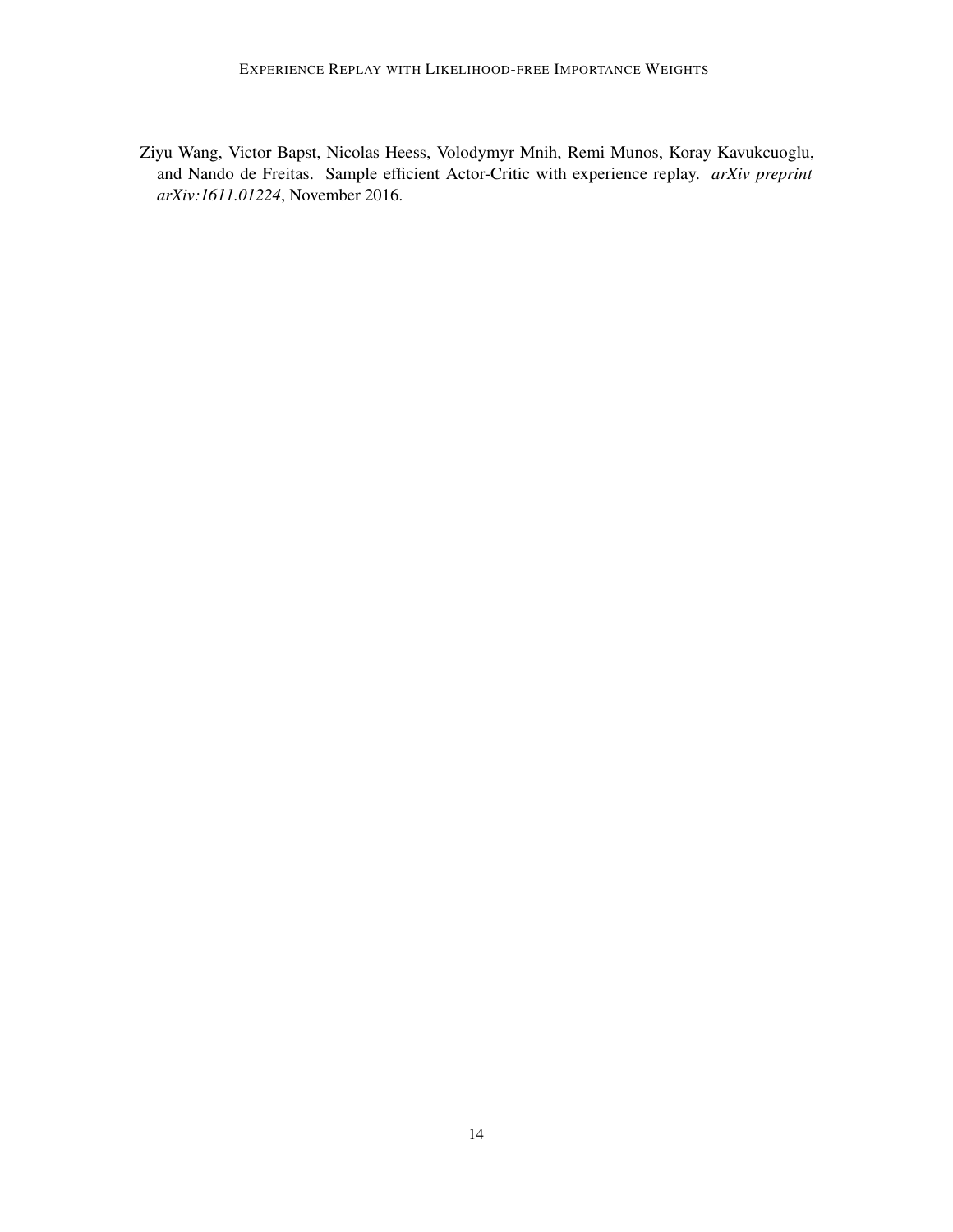Ziyu Wang, Victor Bapst, Nicolas Heess, Volodymyr Mnih, Remi Munos, Koray Kavukcuoglu, and Nando de Freitas. Sample efficient Actor-Critic with experience replay. *arXiv preprint arXiv:1611.01224*, November 2016.